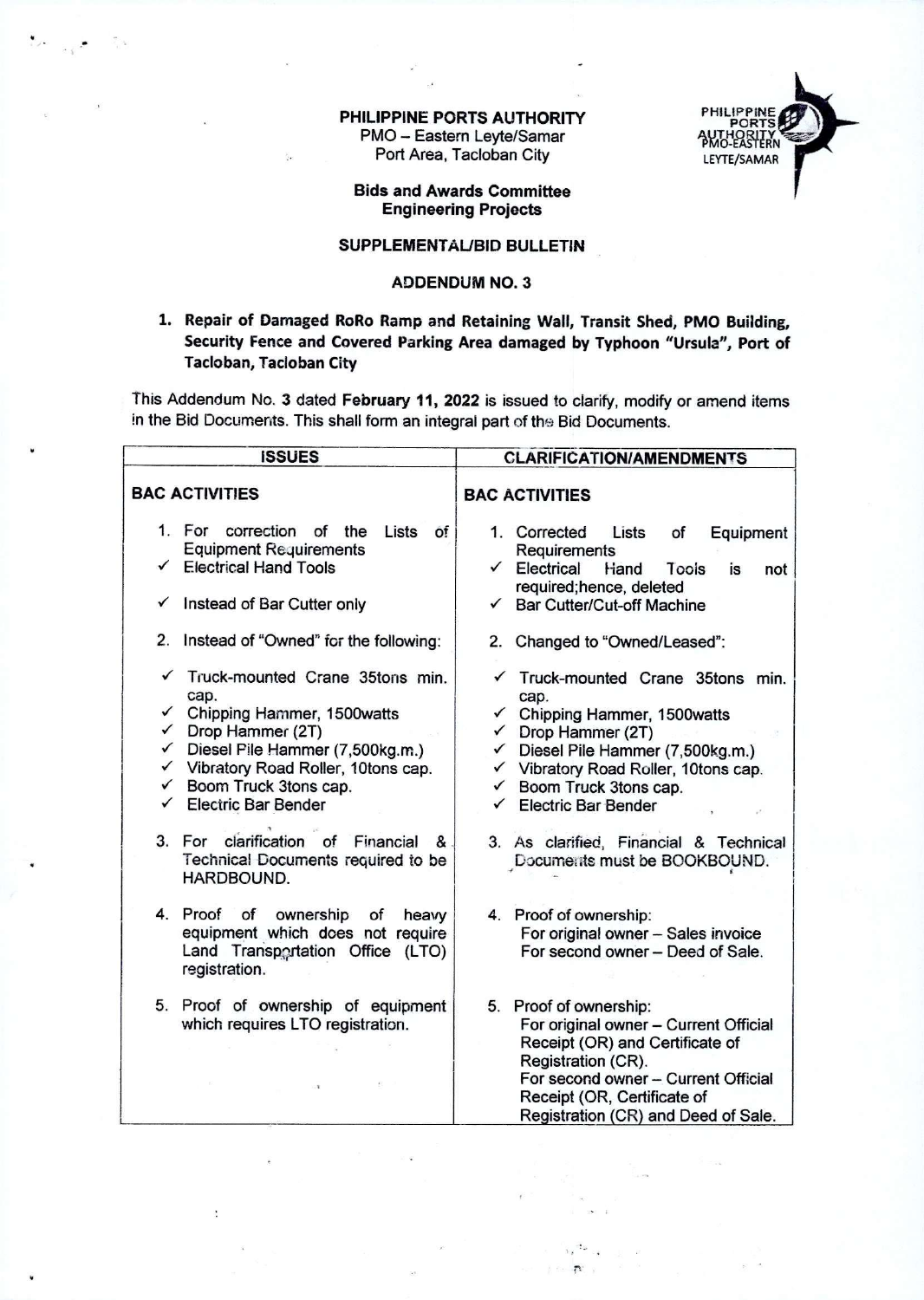**PHILIPPINE PORTS AUTHORITY**
PMO – Eastern Leyte/Samar
Port Area, Tacloban City

**Bids and Awards Committee**
**Engineering Projects**

**SUPPLEMENTAL/BID BULLETIN**

**ADDENDUM NO. 3**

1. **Repair of Damaged RoRo Ramp and Retaining Wall, Transit Shed, PMO Building, Security Fence and Covered Parking Area damaged by Typhoon "Ursula", Port of Tacloban, Tacloban City**

This Addendum No. 3 dated **February 11, 2022** is issued to clarify, modify or amend items in the Bid Documents. This shall form an integral part of the Bid Documents.

| ISSUES | CLARIFICATION/AMENDMENTS |
|---|---|
| **BAC ACTIVITIES** | **BAC ACTIVITIES** |
| 1. For correction of the Lists of Equipment Requirements<br>✓ Electrical Hand Tools<br>✓ Instead of Bar Cutter only | 1. Corrected Lists of Equipment Requirements<br>✓ Electrical Hand Tools is not required;hence, deleted<br>✓ Bar Cutter/Cut-off Machine |
| 2. Instead of "Owned" for the following:<br>✓ Truck-mounted Crane 35tons min. cap.<br>✓ Chipping Hammer, 1500watts<br>✓ Drop Hammer (2T)<br>✓ Diesel Pile Hammer (7,500kg.m.)<br>✓ Vibratory Road Roller, 10tons cap.<br>✓ Boom Truck 3tons cap.<br>✓ Electric Bar Bender | 2. Changed to "Owned/Leased":<br>✓ Truck-mounted Crane 35tons min. cap.<br>✓ Chipping Hammer, 1500watts<br>✓ Drop Hammer (2T)<br>✓ Diesel Pile Hammer (7,500kg.m.)<br>✓ Vibratory Road Roller, 10tons cap.<br>✓ Boom Truck 3tons cap.<br>✓ Electric Bar Bender |
| 3. For clarification of Financial & Technical Documents required to be HARDBOUND. | 3. As clarified, Financial & Technical Documents must be BOOKBOUND. |
| 4. Proof of ownership of heavy equipment which does not require Land Transportation Office (LTO) registration. | 4. Proof of ownership:<br>For original owner – Sales invoice<br>For second owner – Deed of Sale. |
| 5. Proof of ownership of equipment which requires LTO registration. | 5. Proof of ownership:<br>For original owner – Current Official Receipt (OR) and Certificate of Registration (CR).<br>For second owner – Current Official Receipt (OR, Certificate of Registration (CR) and Deed of Sale. |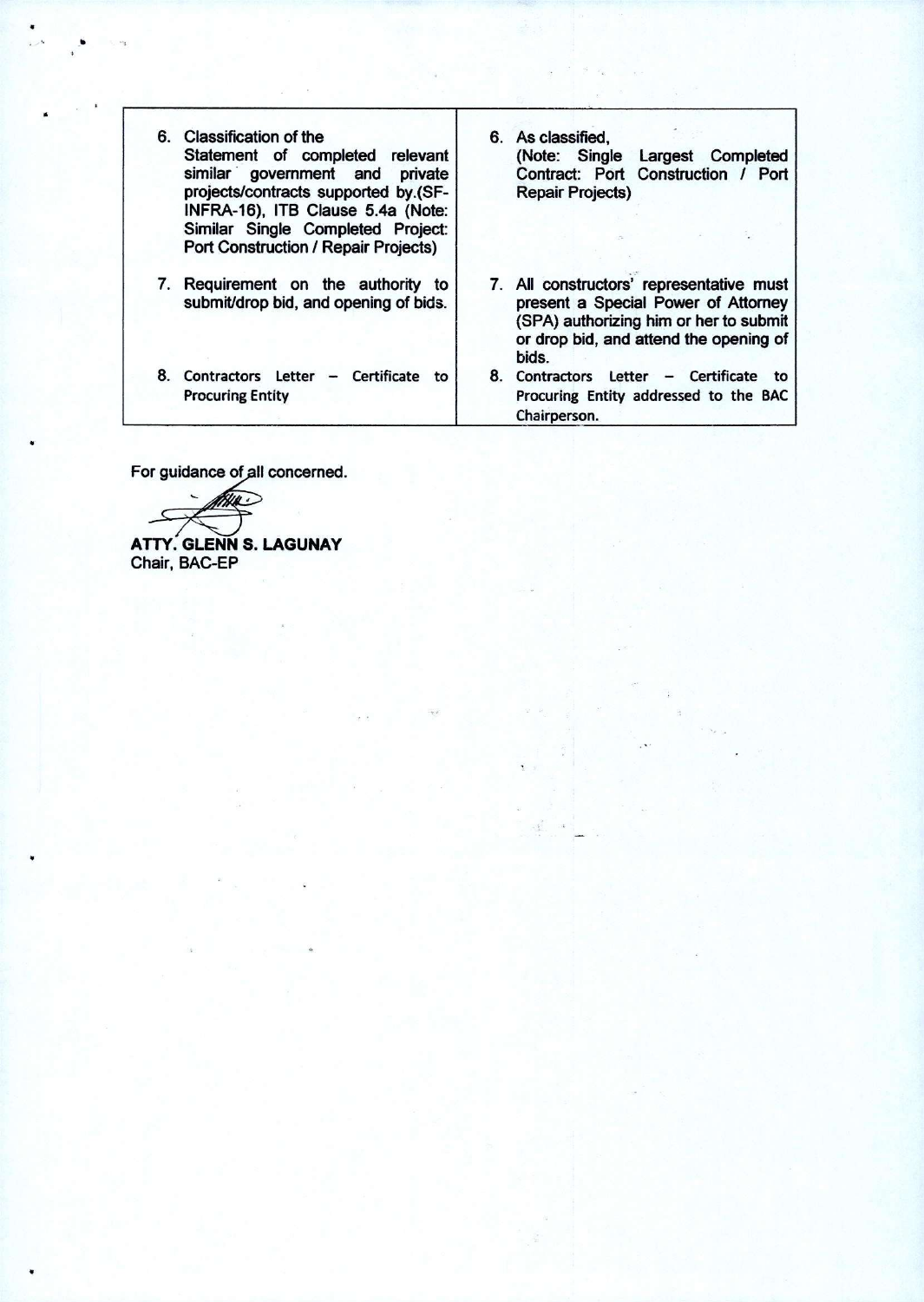| | |
|---|---|
| 6. Classification of the Statement of completed relevant similar government and private projects/contracts supported by.(SF-INFRA-16), ITB Clause 5.4a (Note: Similar Single Completed Project: Port Construction / Repair Projects) | 6. As classified, (Note: Single Largest Completed Contract: Port Construction / Port Repair Projects) |
| 7. Requirement on the authority to submit/drop bid, and opening of bids. | 7. All constructors' representative must present a Special Power of Attorney (SPA) authorizing him or her to submit or drop bid, and attend the opening of bids. |
| 8. Contractors Letter – Certificate to Procuring Entity | 8. Contractors Letter – Certificate to Procuring Entity addressed to the BAC Chairperson. |

For guidance of all concerned.

**ATTY. GLENN S. LAGUNAY**
Chair, BAC-EP